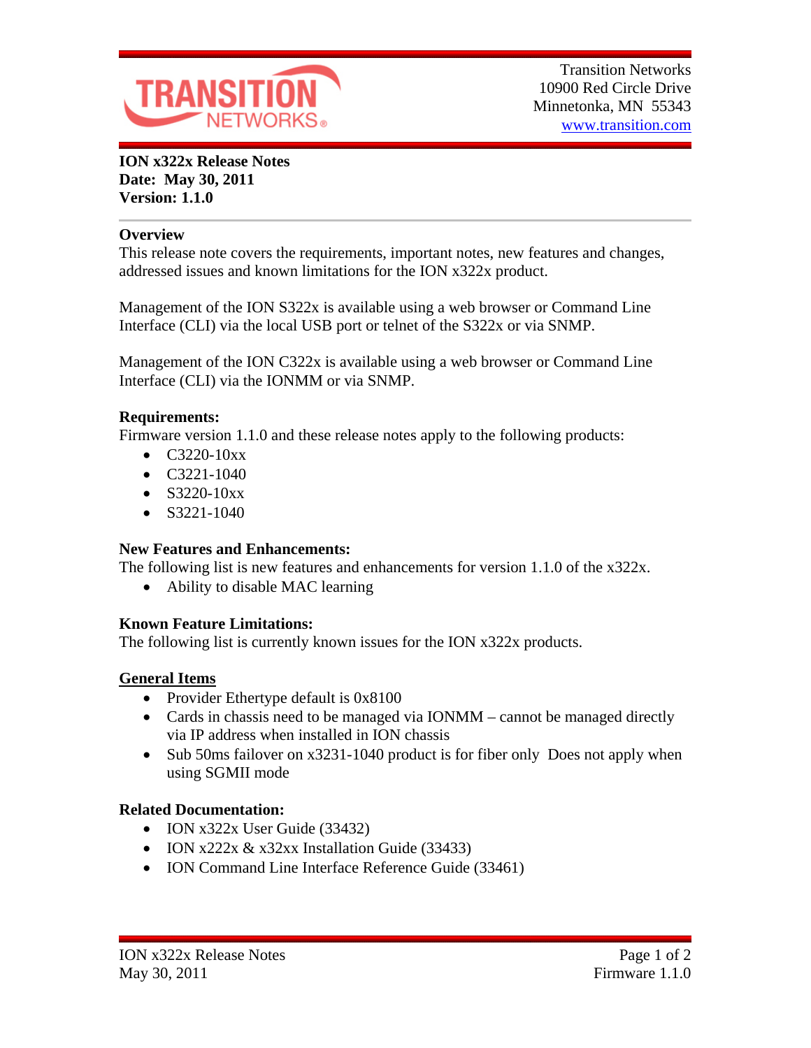Transition Networks
10900 Red Circle Drive
Minnetonka, MN 55343
www.transition.com

**ION x322x Release Notes**
**Date: May 30, 2011**
**Version: 1.1.0**

## Overview

This release note covers the requirements, important notes, new features and changes, addressed issues and known limitations for the ION x322x product.

Management of the ION S322x is available using a web browser or Command Line Interface (CLI) via the local USB port or telnet of the S322x or via SNMP.

Management of the ION C322x is available using a web browser or Command Line Interface (CLI) via the IONMM or via SNMP.

## Requirements:

Firmware version 1.1.0 and these release notes apply to the following products:

- C3220-10xx
- C3221-1040
- S3220-10xx
- S3221-1040

## New Features and Enhancements:

The following list is new features and enhancements for version 1.1.0 of the x322x.

- Ability to disable MAC learning

## Known Feature Limitations:

The following list is currently known issues for the ION x322x products.

### General Items

- Provider Ethertype default is 0x8100
- Cards in chassis need to be managed via IONMM – cannot be managed directly via IP address when installed in ION chassis
- Sub 50ms failover on x3231-1040 product is for fiber only  Does not apply when using SGMII mode

## Related Documentation:

- ION x322x User Guide (33432)
- ION x222x & x32xx Installation Guide (33433)
- ION Command Line Interface Reference Guide (33461)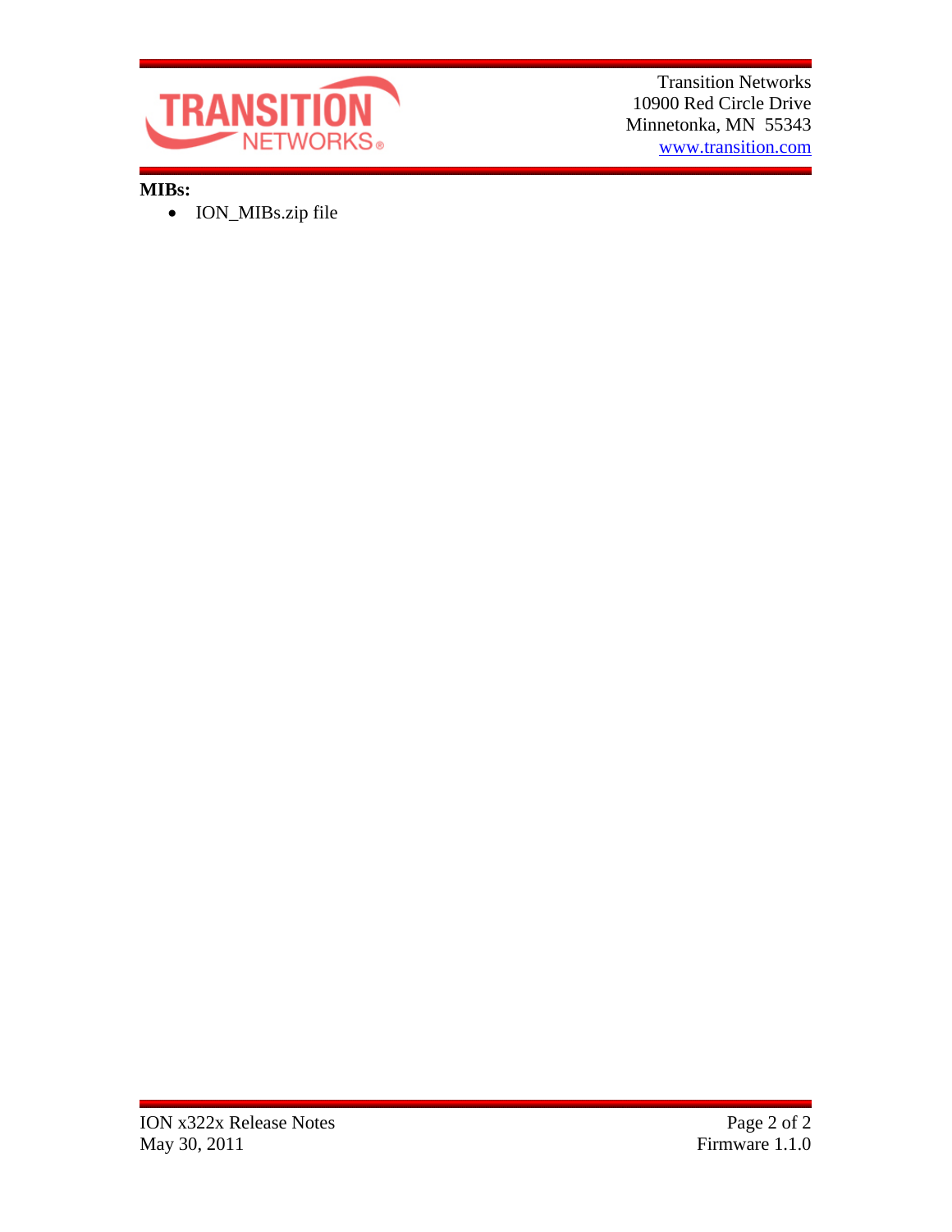**MIBs:**

- ION_MIBs.zip file